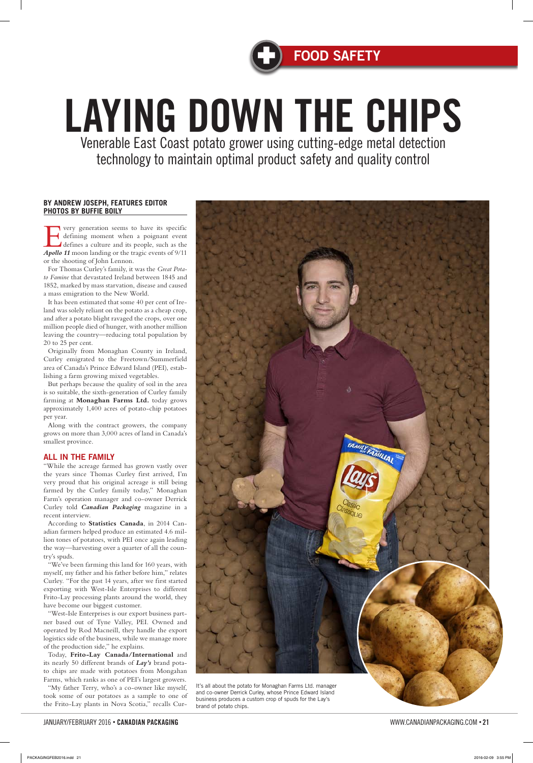FOOD SAFETY

# LAYING DOWN THE CHIPS

Venerable East Coast potato grower using cutting-edge metal detection technology to maintain optimal product safety and quality control

**BY ANDREW JOSEPH, FEATURES EDITOR**
**PHOTOS BY BUFFIE BOILY**

Every generation seems to have its specific defining moment when a poignant event defines a culture and its people, such as the ***Apollo 11*** moon landing or the tragic events of 9/11 or the shooting of John Lennon.

For Thomas Curley's family, it was the *Great Potato Famine* that devastated Ireland between 1845 and 1852, marked by mass starvation, disease and caused a mass emigration to the New World.

It has been estimated that some 40 per cent of Ireland was solely reliant on the potato as a cheap crop, and after a potato blight ravaged the crops, over one million people died of hunger, with another million leaving the country—reducing total population by 20 to 25 per cent.

Originally from Monaghan County in Ireland, Curley emigrated to the Freetown/Summerfield area of Canada's Prince Edward Island (PEI), establishing a farm growing mixed vegetables.

But perhaps because the quality of soil in the area is so suitable, the sixth-generation of Curley family farming at **Monaghan Farms Ltd.** today grows approximately 1,400 acres of potato-chip potatoes per year.

Along with the contract growers, the company grows on more than 3,000 acres of land in Canada's smallest province.

## ALL IN THE FAMILY

"While the acreage farmed has grown vastly over the years since Thomas Curley first arrived, I'm very proud that his original acreage is still being farmed by the Curley family today," Monaghan Farm's operation manager and co-owner Derrick Curley told ***Canadian Packaging*** magazine in a recent interview.

According to **Statistics Canada**, in 2014 Canadian farmers helped produce an estimated 4.6 million tones of potatoes, with PEI once again leading the way—harvesting over a quarter of all the country's spuds.

"We've been farming this land for 160 years, with myself, my father and his father before him," relates Curley. "For the past 14 years, after we first started exporting with West-Isle Enterprises to different Frito-Lay processing plants around the world, they have become our biggest customer.

"West-Isle Enterprises is our export business partner based out of Tyne Valley, PEI. Owned and operated by Rod Macneill, they handle the export logistics side of the business, while we manage more of the production side," he explains.

Today, **Frito-Lay Canada/International** and its nearly 50 different brands of ***Lay's*** brand potato chips are made with potatoes from Mongahan Farms, which ranks as one of PEI's largest growers.

"My father Terry, who's a co-owner like myself, took some of our potatoes as a sample to one of the Frito-Lay plants in Nova Scotia," recalls Cur-

It's all about the potato for Monaghan Farms Ltd. manager and co-owner Derrick Curley, whose Prince Edward Island business produces a custom crop of spuds for the Lay's brand of potato chips.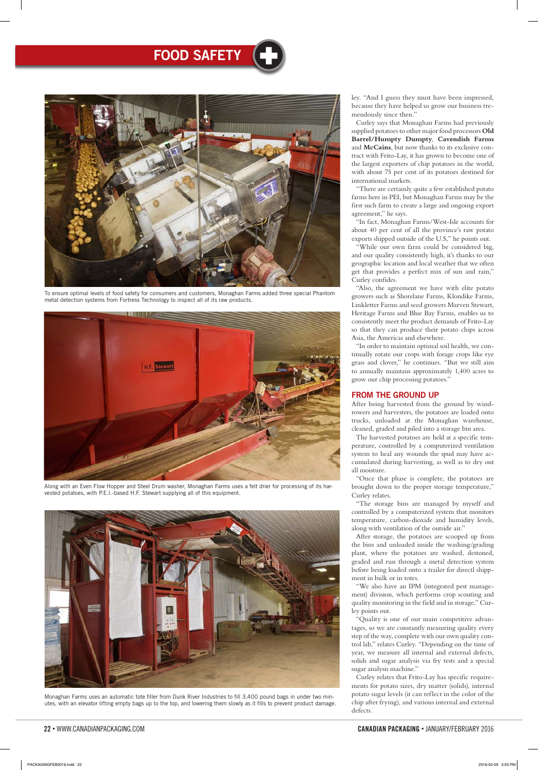## FOOD SAFETY

To ensure optimal levels of food safety for consumers and customers, Monaghan Farms added three special Phantom metal detection systems from Fortress Technology to inspect all of its raw products.

Along with an Even Flow Hopper and Steel Drum washer, Monaghan Farms uses a felt drier for processing of its harvested potatoes, with P.E.I.-based H.F. Stewart supplying all of this equipment.

Monaghan Farms uses an automatic tote filler from Dunk River Industries to fill 3,400 pound bags in under two minutes, with an elevator lifting empty bags up to the top, and lowering them slowly as it fills to prevent product damage.

ley. "And I guess they must have been impressed, because they have helped us grow our business tremendously since then."

Curley says that Monaghan Farms had previously supplied potatoes to other major food processors **Old Barrel/Humpty Dumpty**, **Cavendish Farms** and **McCains**, but now thanks to its exclusive contract with Frito-Lay, it has grown to become one of the largest exporters of chip potatoes in the world, with about 75 per cent of its potatoes destined for international markets.

"There are certainly quite a few established potato farms here in PEI, but Monaghan Farms may be the first such farm to create a large and ongoing export agreement," he says.

"In fact, Monaghan Farms/West-Isle accounts for about 40 per cent of all the province's raw potato exports shipped outside of the U.S," he points out.

"While our own farm could be considered big, and our quality consistently high, it's thanks to our geographic location and local weather that we often get that provides a perfect mix of sun and rain," Curley confides.

"Also, the agreement we have with elite potato growers such as Shorelane Farms, Klondike Farms, Linkletter Farms and seed growers Marven Stewart, Heritage Farms and Blue Bay Farms, enables us to consistently meet the product demands of Frito-Lay so that they can produce their potato chips across Asia, the Americas and elsewhere.

"In order to maintain optimal soil health, we continually rotate our crops with forage crops like rye grass and clover," he continues. "But we still aim to annually maintain approximately 1,400 acres to grow our chip processing potatoes."

### FROM THE GROUND UP

After being harvested from the ground by windrowers and harvesters, the potatoes are loaded onto trucks, unloaded at the Monaghan warehouse, cleaned, graded and piled into a storage bin area.

The harvested potatoes are held at a specific temperature, controlled by a computerized ventilation system to heal any wounds the spud may have accumulated during harvesting, as well as to dry out all moisture.

"Once that phase is complete, the potatoes are brought down to the proper storage temperature," Curley relates.

"The storage bins are managed by myself and controlled by a computerized system that monitors temperature, carbon-dioxide and humidity levels, along with ventilation of the outside air."

After storage, the potatoes are scooped up from the bins and unloaded inside the washing/grading plant, where the potatoes are washed, destoned, graded and run through a metal detection system before being loaded onto a trailer for directl shippment in bulk or in totes.

"We also have an IPM (integrated pest management) division, which performs crop scouting and quality monitoring in the field and in storage," Curley points out.

"Quality is one of our main competitive advantages, so we are constantly measuring quality every step of the way, complete with our own quality control lab," relates Curley. "Depending on the time of year, we measure all internal and external defects, solids and sugar analysis via fry tests and a special sugar analysis machine."

Curley relates that Frito-Lay has specific requirements for potato sizes, dry matter (solids), internal potato sugar levels (it can reflect in the color of the chip after frying), and various internal and external defects.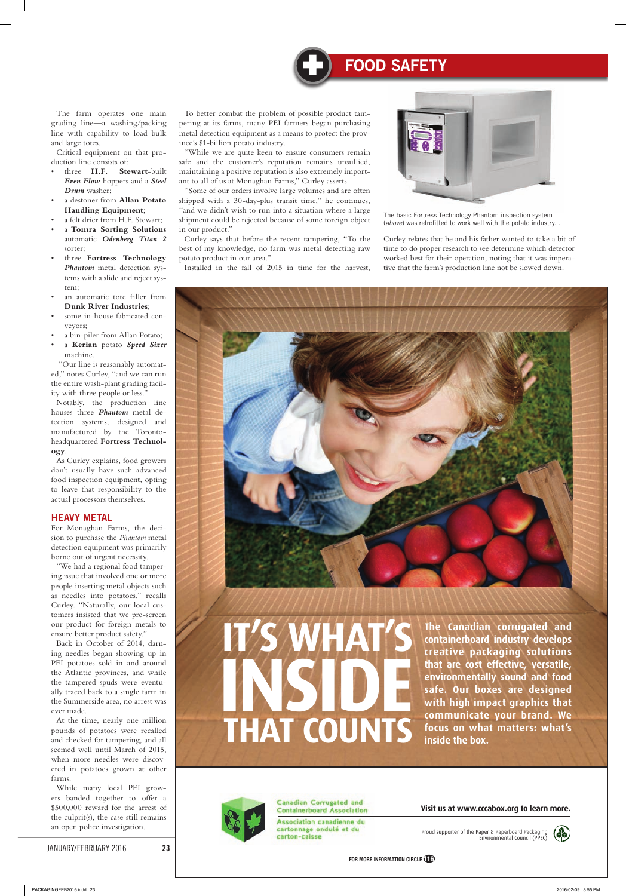## FOOD SAFETY

The farm operates one main grading line—a washing/packing line with capability to load bulk and large totes.

Critical equipment on that production line consists of:

- three **H.F. Stewart**-built ***Even Flow*** hoppers and a ***Steel Drum*** washer;
- a destoner from **Allan Potato Handling Equipment**;
- a felt drier from H.F. Stewart;
- a **Tomra Sorting Solutions** automatic ***Odenberg Titan 2*** sorter;
- three **Fortress Technology** ***Phantom*** metal detection systems with a slide and reject system;
- an automatic tote filler from **Dunk River Industries**;
- some in-house fabricated conveyors;
- a bin-piler from Allan Potato;
- a **Kerian** potato ***Speed Sizer*** machine.

"Our line is reasonably automated," notes Curley, "and we can run the entire wash-plant grading facility with three people or less."

Notably, the production line houses three ***Phantom*** metal detection systems, designed and manufactured by the Toronto-headquartered **Fortress Technology**.

As Curley explains, food growers don't usually have such advanced food inspection equipment, opting to leave that responsibility to the actual processors themselves.

### HEAVY METAL

For Monaghan Farms, the decision to purchase the *Phantom* metal detection equipment was primarily borne out of urgent necessity.

"We had a regional food tampering issue that involved one or more people inserting metal objects such as needles into potatoes," recalls Curley. "Naturally, our local customers insisted that we pre-screen our product for foreign metals to ensure better product safety."

Back in October of 2014, darning needles began showing up in PEI potatoes sold in and around the Atlantic provinces, and while the tampered spuds were eventually traced back to a single farm in the Summerside area, no arrest was ever made.

At the time, nearly one million pounds of potatoes were recalled and checked for tampering, and all seemed well until March of 2015, when more needles were discovered in potatoes grown at other farms.

While many local PEI growers banded together to offer a $500,000 reward for the arrest of the culprit(s), the case still remains an open police investigation.

To better combat the problem of possible product tampering at its farms, many PEI farmers began purchasing metal detection equipment as a means to protect the province's $1-billion potato industry.

"While we are quite keen to ensure consumers remain safe and the customer's reputation remains unsullied, maintaining a positive reputation is also extremely important to all of us at Monaghan Farms," Curley asserts.

"Some of our orders involve large volumes and are often shipped with a 30-day-plus transit time," he continues, "and we didn't wish to run into a situation where a large shipment could be rejected because of some foreign object in our product."

Curley says that before the recent tampering, "To the best of my knowledge, no farm was metal detecting raw potato product in our area."

Installed in the fall of 2015 in time for the harvest, Curley relates that he and his father wanted to take a bit of time to do proper research to see determine which detector worked best for their operation, noting that it was imperative that the farm's production line not be slowed down.

The basic Fortress Technology Phantom inspection system (*above*) was retrofitted to work well with the potato industry. .

---

# IT'S WHAT'S INSIDE THAT COUNTS

**The Canadian corrugated and containerboard industry develops creative packaging solutions that are cost effective, versatile, environmentally sound and food safe. Our boxes are designed with high impact graphics that communicate your brand. We focus on what matters: what's inside the box.**

Canadian Corrugated and Containerboard Association
Association canadienne du cartonnage ondulé et du carton-caisse

**Visit us at www.cccabox.org to learn more.**

Proud supporter of the Paper & Paperboard Packaging Environmental Council (PPEC)

FOR MORE INFORMATION CIRCLE 116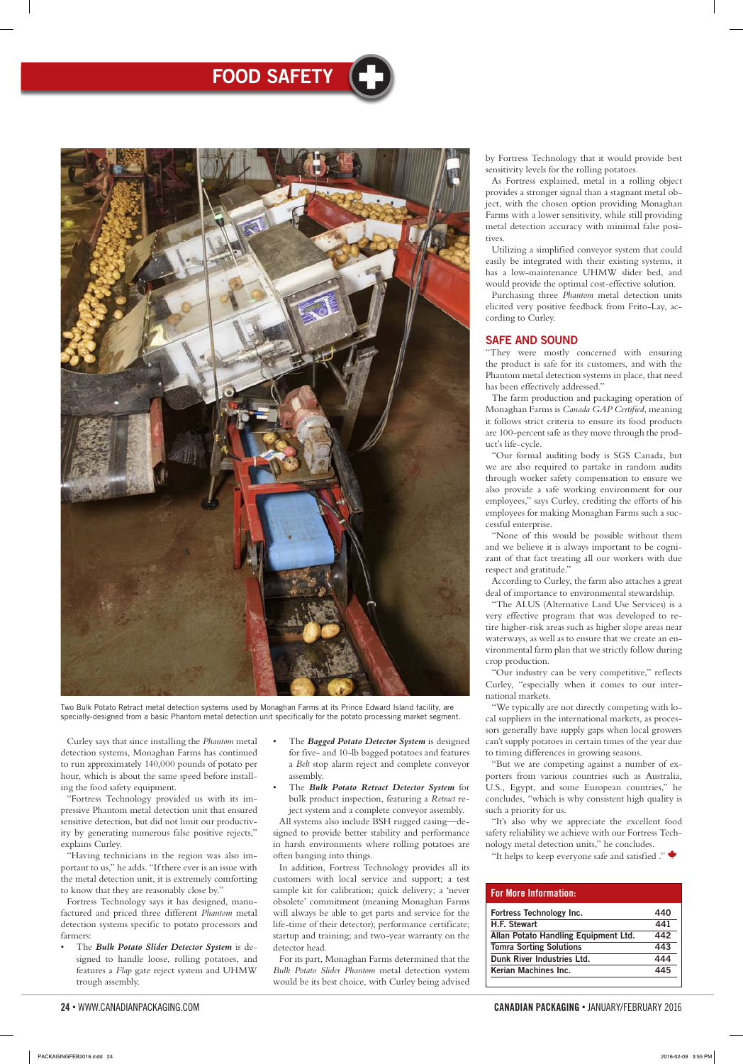## FOOD SAFETY

Two Bulk Potato Retract metal detection systems used by Monaghan Farms at its Prince Edward Island facility, are specially-designed from a basic Phantom metal detection unit specifically for the potato processing market segment.

Curley says that since installing the *Phantom* metal detection systems, Monaghan Farms has continued to run approximately 140,000 pounds of potato per hour, which is about the same speed before installing the food safety equipment.

"Fortress Technology provided us with its impressive Phantom metal detection unit that ensured sensitive detection, but did not limit our productivity by generating numerous false positive rejects," explains Curley.

"Having technicians in the region was also important to us," he adds. "If there ever is an issue with the metal detection unit, it is extremely comforting to know that they are reasonably close by."

Fortress Technology says it has designed, manufactured and priced three different *Phantom* metal detection systems specific to potato processors and farmers:

- The ***Bulk Potato Slider Detector System*** is designed to handle loose, rolling potatoes, and features a *Flap* gate reject system and UHMW trough assembly.
- The ***Bagged Potato Detector System*** is designed for five- and 10-lb bagged potatoes and features a *Belt* stop alarm reject and complete conveyor assembly.
- The ***Bulk Potato Retract Detector System*** for bulk product inspection, featuring a *Retract* reject system and a complete conveyor assembly.

All systems also include BSH rugged casing—designed to provide better stability and performance in harsh environments where rolling potatoes are often banging into things.

In addition, Fortress Technology provides all its customers with local service and support; a test sample kit for calibration; quick delivery; a 'never obsolete' commitment (meaning Monaghan Farms will always be able to get parts and service for the life-time of their detector); performance certificate; startup and training; and two-year warranty on the detector head.

For its part, Monaghan Farms determined that the *Bulk Potato Slider Phantom* metal detection system would be its best choice, with Curley being advised by Fortress Technology that it would provide best sensitivity levels for the rolling potatoes.

As Fortress explained, metal in a rolling object provides a stronger signal than a stagnant metal object, with the chosen option providing Monaghan Farms with a lower sensitivity, while still providing metal detection accuracy with minimal false positives.

Utilizing a simplified conveyor system that could easily be integrated with their existing systems, it has a low-maintenance UHMW slider bed, and would provide the optimal cost-effective solution.

Purchasing three *Phantom* metal detection units elicited very positive feedback from Frito-Lay, according to Curley.

### SAFE AND SOUND

"They were mostly concerned with ensuring the product is safe for its customers, and with the Phantom metal detection systems in place, that need has been effectively addressed."

The farm production and packaging operation of Monaghan Farms is *Canada GAP Certified*, meaning it follows strict criteria to ensure its food products are 100-percent safe as they move through the product's life-cycle.

"Our formal auditing body is SGS Canada, but we are also required to partake in random audits through worker safety compensation to ensure we also provide a safe working environment for our employees," says Curley, crediting the efforts of his employees for making Monaghan Farms such a successful enterprise.

"None of this would be possible without them and we believe it is always important to be cognizant of that fact treating all our workers with due respect and gratitude."

According to Curley, the farm also attaches a great deal of importance to environmental stewardship.

"The ALUS (Alternative Land Use Services) is a very effective program that was developed to retire higher-risk areas such as higher slope areas near waterways, as well as to ensure that we create an environmental farm plan that we strictly follow during crop production.

"Our industry can be very competitive," reflects Curley, "especially when it comes to our international markets.

"We typically are not directly competing with local suppliers in the international markets, as processors generally have supply gaps when local growers can't supply potatoes in certain times of the year due to timing differences in growing seasons.

"But we are competing against a number of exporters from various countries such as Australia, U.S., Egypt, and some European countries," he concludes, "which is why consistent high quality is such a priority for us.

"It's also why we appreciate the excellent food safety reliability we achieve with our Fortress Technology metal detection units," he concludes.

"It helps to keep everyone safe and satisfied."

**For More Information:**

| | |
|---|---|
| Fortress Technology Inc. | 440 |
| H.F. Stewart | 441 |
| Allan Potato Handling Equipment Ltd. | 442 |
| Tomra Sorting Solutions | 443 |
| Dunk River Industries Ltd. | 444 |
| Kerian Machines Inc. | 445 |